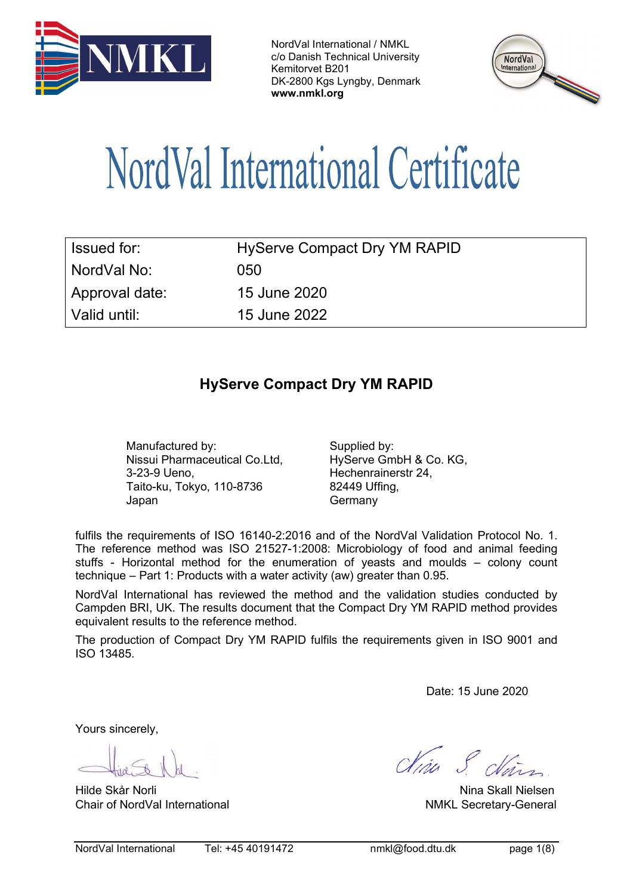NordVal International / NMKL
c/o Danish Technical University
Kemitorvet B201
DK-2800 Kgs Lyngby, Denmark
**www.nmkl.org**

# NordVal International Certificate

| Issued for: | HyServe Compact Dry YM RAPID |
|---|---|
| NordVal No: | 050 |
| Approval date: | 15 June 2020 |
| Valid until: | 15 June 2022 |

## HyServe Compact Dry YM RAPID

Manufactured by:
Nissui Pharmaceutical Co.Ltd,
3-23-9 Ueno,
Taito-ku, Tokyo, 110-8736
Japan

Supplied by:
HyServe GmbH & Co. KG,
Hechenrainerstr 24,
82449 Uffing,
Germany

fulfils the requirements of ISO 16140-2:2016 and of the NordVal Validation Protocol No. 1. The reference method was ISO 21527-1:2008: Microbiology of food and animal feeding stuffs - Horizontal method for the enumeration of yeasts and moulds – colony count technique – Part 1: Products with a water activity (aw) greater than 0.95.

NordVal International has reviewed the method and the validation studies conducted by Campden BRI, UK. The results document that the Compact Dry YM RAPID method provides equivalent results to the reference method.

The production of Compact Dry YM RAPID fulfils the requirements given in ISO 9001 and ISO 13485.

Date: 15 June 2020

Yours sincerely,

Hilde Skår Norli
Chair of NordVal International

Nina Skall Nielsen
NMKL Secretary-General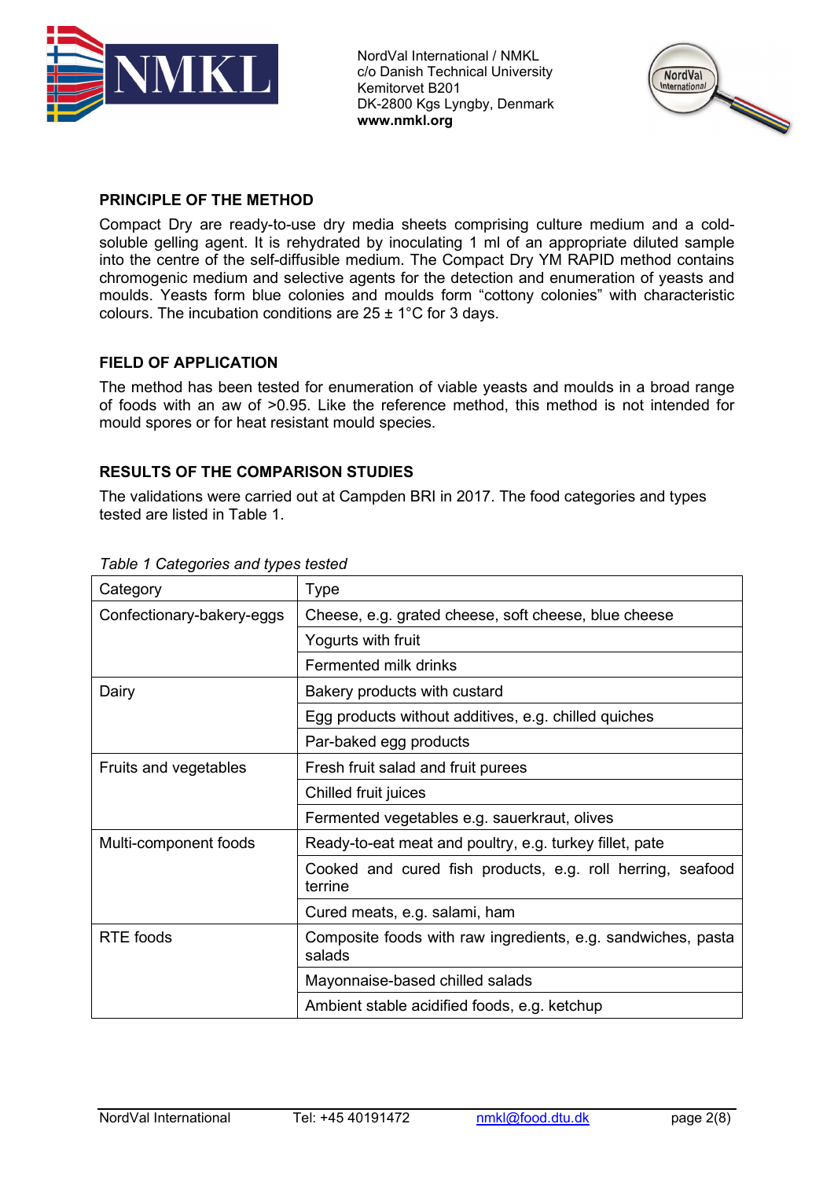## PRINCIPLE OF THE METHOD

Compact Dry are ready-to-use dry media sheets comprising culture medium and a cold-soluble gelling agent. It is rehydrated by inoculating 1 ml of an appropriate diluted sample into the centre of the self-diffusible medium. The Compact Dry YM RAPID method contains chromogenic medium and selective agents for the detection and enumeration of yeasts and moulds. Yeasts form blue colonies and moulds form "cottony colonies" with characteristic colours. The incubation conditions are 25 ± 1°C for 3 days.

## FIELD OF APPLICATION

The method has been tested for enumeration of viable yeasts and moulds in a broad range of foods with an aw of >0.95. Like the reference method, this method is not intended for mould spores or for heat resistant mould species.

## RESULTS OF THE COMPARISON STUDIES

The validations were carried out at Campden BRI in 2017. The food categories and types tested are listed in Table 1.

*Table 1 Categories and types tested*

| Category | Type |
|---|---|
| Confectionary-bakery-eggs | Cheese, e.g. grated cheese, soft cheese, blue cheese |
| | Yogurts with fruit |
| | Fermented milk drinks |
| Dairy | Bakery products with custard |
| | Egg products without additives, e.g. chilled quiches |
| | Par-baked egg products |
| Fruits and vegetables | Fresh fruit salad and fruit purees |
| | Chilled fruit juices |
| | Fermented vegetables e.g. sauerkraut, olives |
| Multi-component foods | Ready-to-eat meat and poultry, e.g. turkey fillet, pate |
| | Cooked and cured fish products, e.g. roll herring, seafood terrine |
| | Cured meats, e.g. salami, ham |
| RTE foods | Composite foods with raw ingredients, e.g. sandwiches, pasta salads |
| | Mayonnaise-based chilled salads |
| | Ambient stable acidified foods, e.g. ketchup |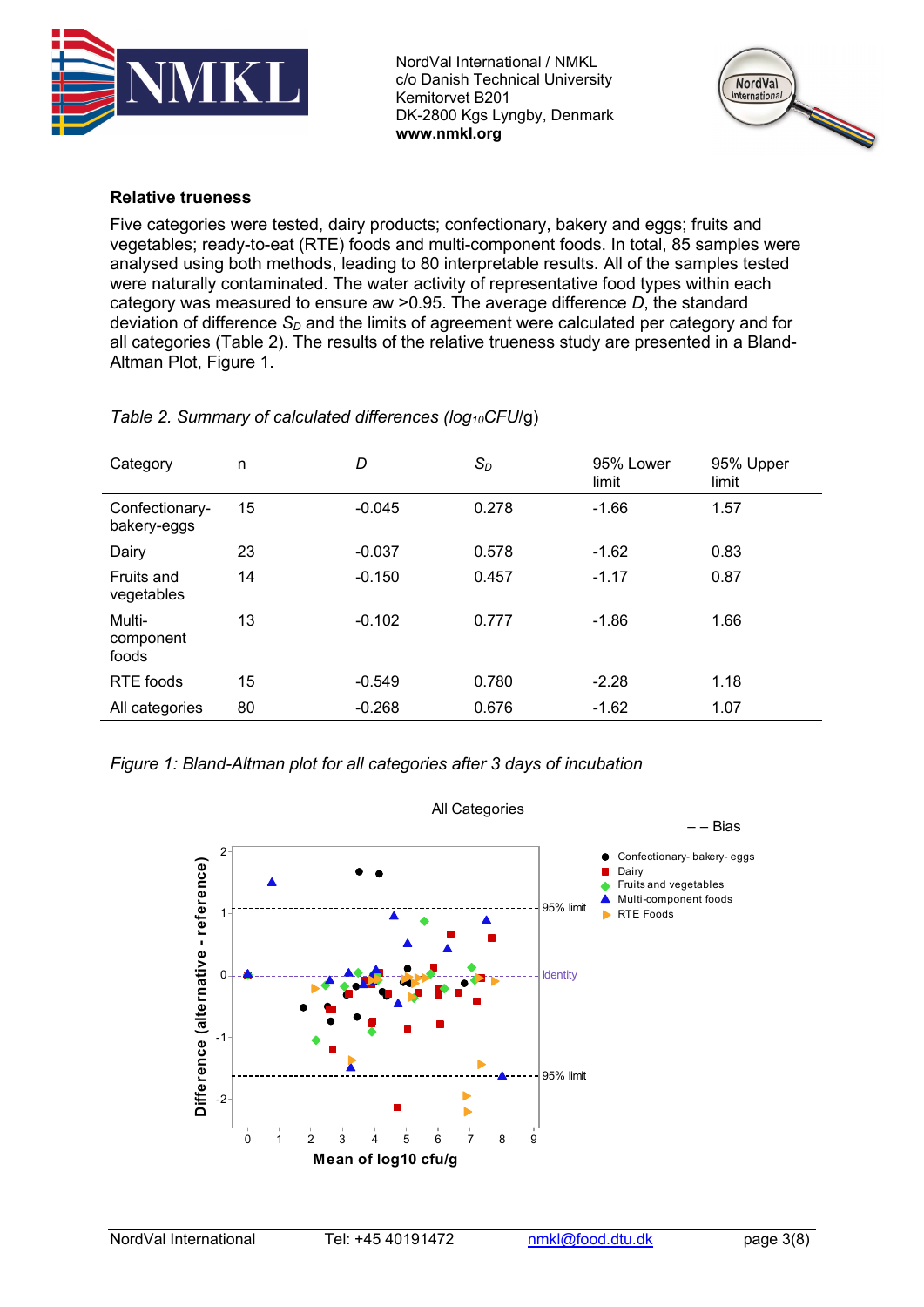**Relative trueness**

Five categories were tested, dairy products; confectionary, bakery and eggs; fruits and vegetables; ready-to-eat (RTE) foods and multi-component foods. In total, 85 samples were analysed using both methods, leading to 80 interpretable results. All of the samples tested were naturally contaminated. The water activity of representative food types within each category was measured to ensure aw >0.95. The average difference *D*, the standard deviation of difference $S_D$ and the limits of agreement were calculated per category and for all categories (Table 2). The results of the relative trueness study are presented in a Bland-Altman Plot, Figure 1.

*Table 2. Summary of calculated differences ($log_{10}$CFU/g)*

| Category | n | *D* | $S_D$ | 95% Lower limit | 95% Upper limit |
|---|---|---|---|---|---|
| Confectionary-bakery-eggs | 15 | -0.045 | 0.278 | -1.66 | 1.57 |
| Dairy | 23 | -0.037 | 0.578 | -1.62 | 0.83 |
| Fruits and vegetables | 14 | -0.150 | 0.457 | -1.17 | 0.87 |
| Multi-component foods | 13 | -0.102 | 0.777 | -1.86 | 1.66 |
| RTE foods | 15 | -0.549 | 0.780 | -2.28 | 1.18 |
| All categories | 80 | -0.268 | 0.676 | -1.62 | 1.07 |

*Figure 1: Bland-Altman plot for all categories after 3 days of incubation*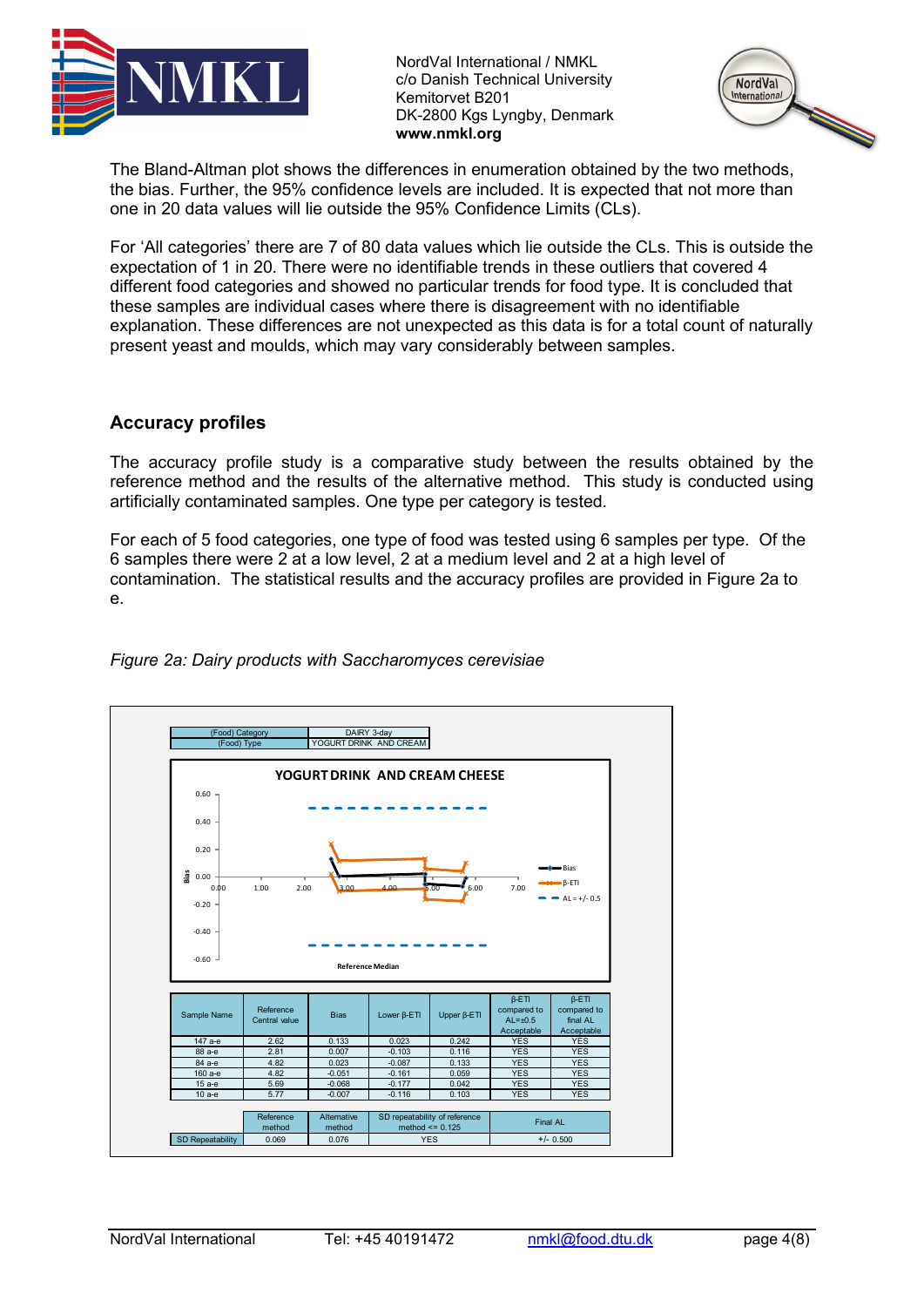The Bland-Altman plot shows the differences in enumeration obtained by the two methods, the bias. Further, the 95% confidence levels are included. It is expected that not more than one in 20 data values will lie outside the 95% Confidence Limits (CLs).

For 'All categories' there are 7 of 80 data values which lie outside the CLs. This is outside the expectation of 1 in 20. There were no identifiable trends in these outliers that covered 4 different food categories and showed no particular trends for food type. It is concluded that these samples are individual cases where there is disagreement with no identifiable explanation. These differences are not unexpected as this data is for a total count of naturally present yeast and moulds, which may vary considerably between samples.

## Accuracy profiles

The accuracy profile study is a comparative study between the results obtained by the reference method and the results of the alternative method. This study is conducted using artificially contaminated samples. One type per category is tested.

For each of 5 food categories, one type of food was tested using 6 samples per type. Of the 6 samples there were 2 at a low level, 2 at a medium level and 2 at a high level of contamination. The statistical results and the accuracy profiles are provided in Figure 2a to e.

*Figure 2a: Dairy products with Saccharomyces cerevisiae*

| (Food) Category | DAIRY 3-day |
|---|---|
| (Food) Type | YOGURT DRINK AND CREAM |

| Sample Name | Reference Central value | Bias | Lower β-ETI | Upper β-ETI | β-ETI compared to AL=±0.5 Acceptable | β-ETI compared to final AL Acceptable |
|---|---|---|---|---|---|---|
| 147 a-e | 2.62 | 0.133 | 0.023 | 0.242 | YES | YES |
| 88 a-e | 2.81 | 0.007 | -0.103 | 0.116 | YES | YES |
| 84 a-e | 4.82 | 0.023 | -0.087 | 0.133 | YES | YES |
| 160 a-e | 4.82 | -0.051 | -0.161 | 0.059 | YES | YES |
| 15 a-e | 5.69 | -0.068 | -0.177 | 0.042 | YES | YES |
| 10 a-e | 5.77 | -0.007 | -0.116 | 0.103 | YES | YES |

| | Reference method | Alternative method | SD repeatability of reference method <= 0.125 | Final AL |
|---|---|---|---|---|
| SD Repeatability | 0.069 | 0.076 | YES | +/- 0.500 |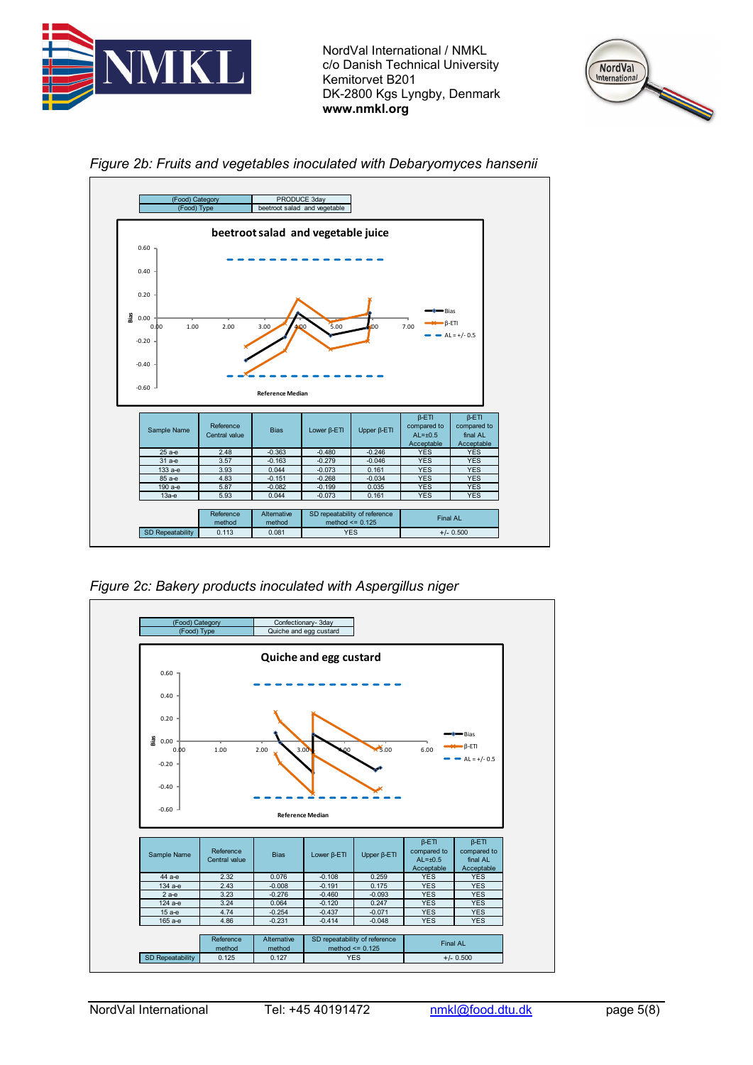*Figure 2b: Fruits and vegetables inoculated with Debaryomyces hansenii*

| (Food) Category | PRODUCE 3day |
|---|---|
| (Food) Type | beetroot salad and vegetable |

| Sample Name | Reference Central value | Bias | Lower β-ETI | Upper β-ETI | β-ETI compared to AL=±0.5 Acceptable | β-ETI compared to final AL Acceptable |
|---|---|---|---|---|---|---|
| 25 a-e | 2.48 | -0.363 | -0.480 | -0.246 | YES | YES |
| 31 a-e | 3.57 | -0.163 | -0.279 | -0.046 | YES | YES |
| 133 a-e | 3.93 | 0.044 | -0.073 | 0.161 | YES | YES |
| 85 a-e | 4.83 | -0.151 | -0.268 | -0.034 | YES | YES |
| 190 a-e | 5.87 | -0.082 | -0.199 | 0.035 | YES | YES |
| 13a-e | 5.93 | 0.044 | -0.073 | 0.161 | YES | YES |

| | Reference method | Alternative method | SD repeatability of reference method <= 0.125 | Final AL |
|---|---|---|---|---|
| SD Repeatability | 0.113 | 0.081 | YES | +/- 0.500 |

*Figure 2c: Bakery products inoculated with Aspergillus niger*

| (Food) Category | Confectionary- 3day |
|---|---|
| (Food) Type | Quiche and egg custard |

| Sample Name | Reference Central value | Bias | Lower β-ETI | Upper β-ETI | β-ETI compared to AL=±0.5 Acceptable | β-ETI compared to final AL Acceptable |
|---|---|---|---|---|---|---|
| 44 a-e | 2.32 | 0.076 | -0.108 | 0.259 | YES | YES |
| 134 a-e | 2.43 | -0.008 | -0.191 | 0.175 | YES | YES |
| 2 a-e | 3.23 | -0.276 | -0.460 | -0.093 | YES | YES |
| 124 a-e | 3.24 | 0.064 | -0.120 | 0.247 | YES | YES |
| 15 a-e | 4.74 | -0.254 | -0.437 | -0.071 | YES | YES |
| 165 a-e | 4.86 | -0.231 | -0.414 | -0.048 | YES | YES |

| | Reference method | Alternative method | SD repeatability of reference method <= 0.125 | Final AL |
|---|---|---|---|---|
| SD Repeatability | 0.125 | 0.127 | YES | +/- 0.500 |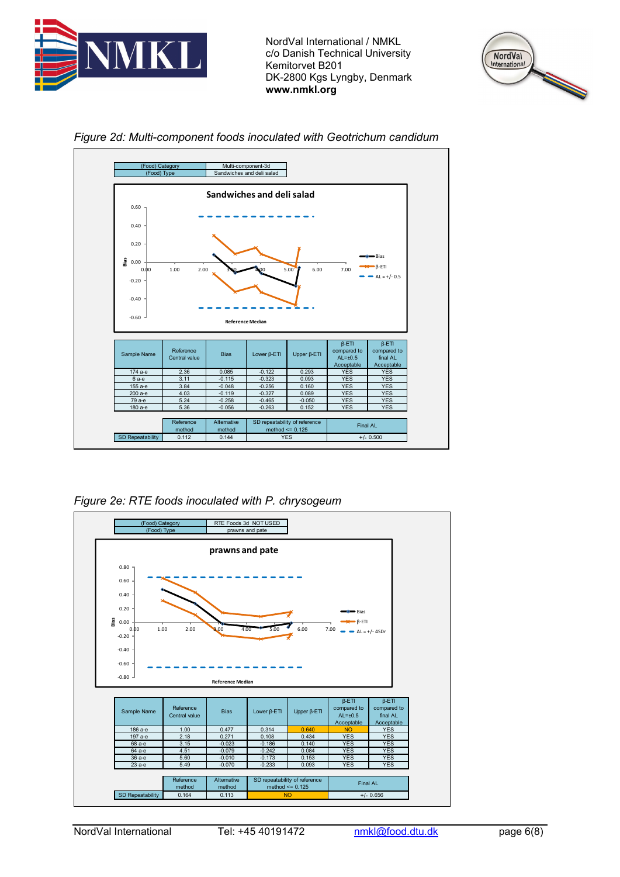*Figure 2d: Multi-component foods inoculated with Geotrichum candidum*

| (Food) Category | Multi-component-3d |
|---|---|
| (Food) Type | Sandwiches and deli salad |

| Sample Name | Reference Central value | Bias | Lower β-ETI | Upper β-ETI | β-ETI compared to AL=±0.5 Acceptable | β-ETI compared to final AL Acceptable |
|---|---|---|---|---|---|---|
| 174 a-e | 2.36 | 0.085 | -0.122 | 0.293 | YES | YES |
| 6 a-e | 3.11 | -0.115 | -0.323 | 0.093 | YES | YES |
| 155 a-e | 3.84 | -0.048 | -0.256 | 0.160 | YES | YES |
| 200 a-e | 4.03 | -0.119 | -0.327 | 0.089 | YES | YES |
| 79 a-e | 5.24 | -0.258 | -0.465 | -0.050 | YES | YES |
| 180 a-e | 5.36 | -0.056 | -0.263 | 0.152 | YES | YES |

| | Reference method | Alternative method | SD repeatability of reference method <= 0.125 | Final AL |
|---|---|---|---|---|
| SD Repeatability | 0.112 | 0.144 | YES | +/- 0.500 |

*Figure 2e: RTE foods inoculated with P. chrysogeum*

| (Food) Category | RTE Foods 3d NOT USED |
|---|---|
| (Food) Type | prawns and pate |

| Sample Name | Reference Central value | Bias | Lower β-ETI | Upper β-ETI | β-ETI compared to AL=±0.5 Acceptable | β-ETI compared to final AL Acceptable |
|---|---|---|---|---|---|---|
| 186 a-e | 1.00 | 0.477 | 0.314 | 0.640 | NO | YES |
| 197 a-e | 2.18 | 0.271 | 0.108 | 0.434 | YES | YES |
| 68 a-e | 3.15 | -0.023 | -0.186 | 0.140 | YES | YES |
| 64 a-e | 4.51 | -0.079 | -0.242 | 0.084 | YES | YES |
| 36 a-e | 5.60 | -0.010 | -0.173 | 0.153 | YES | YES |
| 23 a-e | 5.49 | -0.070 | -0.233 | 0.093 | YES | YES |

| | Reference method | Alternative method | SD repeatability of reference method <= 0.125 | Final AL |
|---|---|---|---|---|
| SD Repeatability | 0.164 | 0.113 | NO | +/- 0.656 |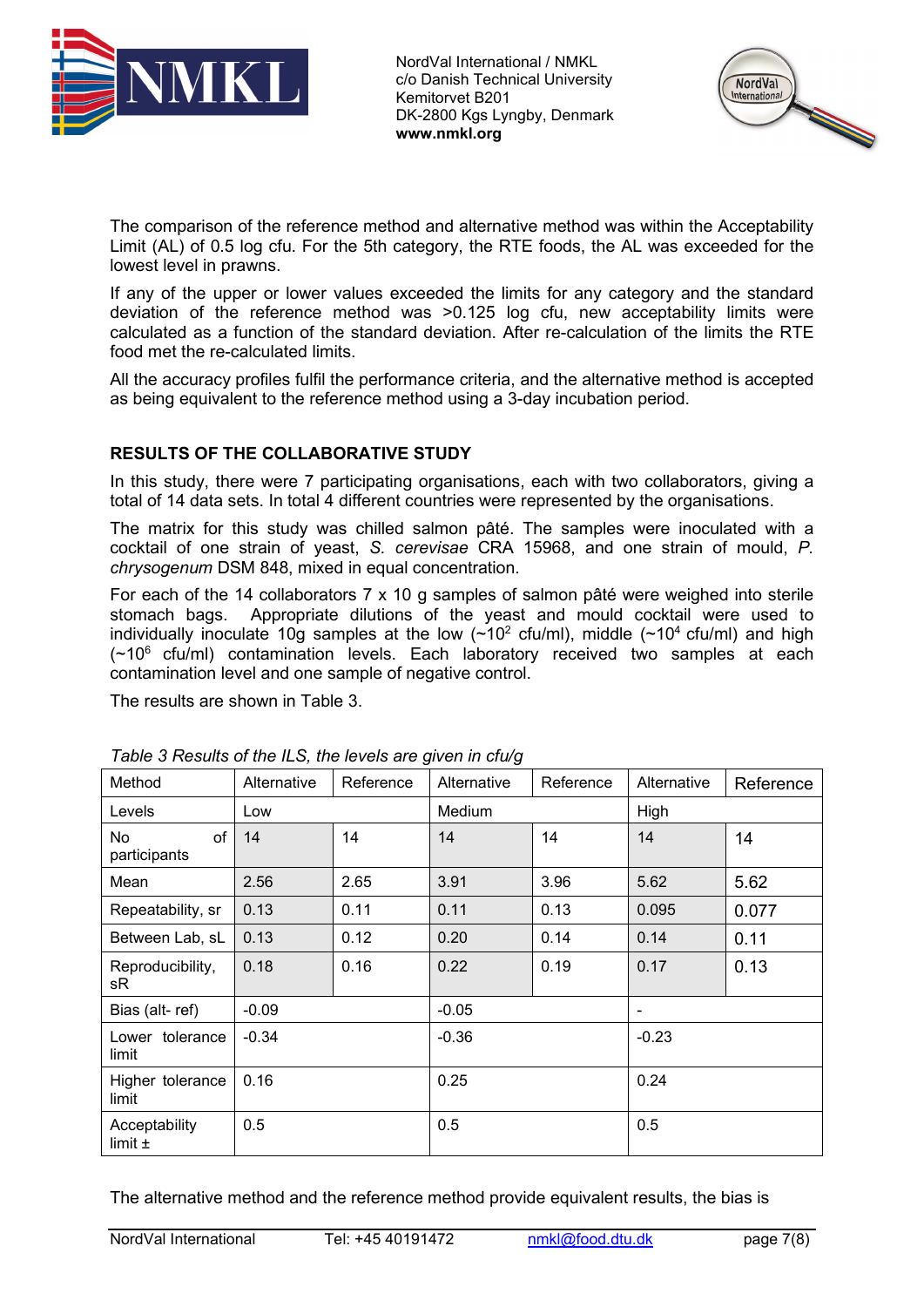The comparison of the reference method and alternative method was within the Acceptability Limit (AL) of 0.5 log cfu. For the 5th category, the RTE foods, the AL was exceeded for the lowest level in prawns.

If any of the upper or lower values exceeded the limits for any category and the standard deviation of the reference method was >0.125 log cfu, new acceptability limits were calculated as a function of the standard deviation. After re-calculation of the limits the RTE food met the re-calculated limits.

All the accuracy profiles fulfil the performance criteria, and the alternative method is accepted as being equivalent to the reference method using a 3-day incubation period.

## RESULTS OF THE COLLABORATIVE STUDY

In this study, there were 7 participating organisations, each with two collaborators, giving a total of 14 data sets. In total 4 different countries were represented by the organisations.

The matrix for this study was chilled salmon pâté. The samples were inoculated with a cocktail of one strain of yeast, *S. cerevisae* CRA 15968, and one strain of mould, *P. chrysogenum* DSM 848, mixed in equal concentration.

For each of the 14 collaborators 7 x 10 g samples of salmon pâté were weighed into sterile stomach bags. Appropriate dilutions of the yeast and mould cocktail were used to individually inoculate 10g samples at the low (~$10^2$ cfu/ml), middle (~$10^4$ cfu/ml) and high (~$10^6$ cfu/ml) contamination levels. Each laboratory received two samples at each contamination level and one sample of negative control.

The results are shown in Table 3.

*Table 3 Results of the ILS, the levels are given in cfu/g*

| Method | Alternative | Reference | Alternative | Reference | Alternative | Reference |
|---|---|---|---|---|---|---|
| Levels | Low | | Medium | | High | |
| No of participants | 14 | 14 | 14 | 14 | 14 | 14 |
| Mean | 2.56 | 2.65 | 3.91 | 3.96 | 5.62 | 5.62 |
| Repeatability, sr | 0.13 | 0.11 | 0.11 | 0.13 | 0.095 | 0.077 |
| Between Lab, sL | 0.13 | 0.12 | 0.20 | 0.14 | 0.14 | 0.11 |
| Reproducibility, sR | 0.18 | 0.16 | 0.22 | 0.19 | 0.17 | 0.13 |
| Bias (alt- ref) | -0.09 | | -0.05 | | - | |
| Lower tolerance limit | -0.34 | | -0.36 | | -0.23 | |
| Higher tolerance limit | 0.16 | | 0.25 | | 0.24 | |
| Acceptability limit ± | 0.5 | | 0.5 | | 0.5 | |

The alternative method and the reference method provide equivalent results, the bias is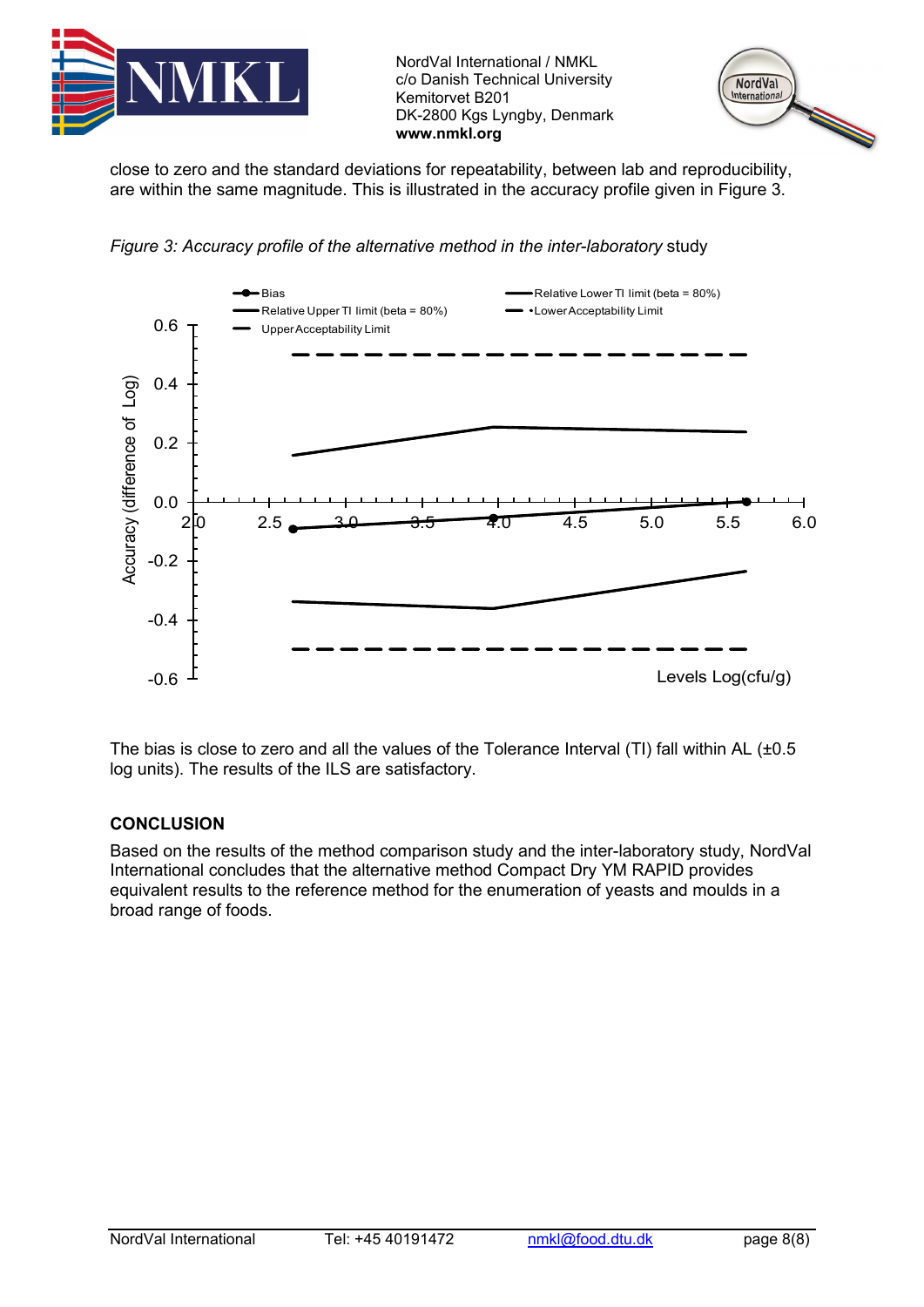close to zero and the standard deviations for repeatability, between lab and reproducibility, are within the same magnitude. This is illustrated in the accuracy profile given in Figure 3.

*Figure 3: Accuracy profile of the alternative method in the inter-laboratory* study

Bias
Relative Lower TI limit (beta = 80%)
Relative Upper TI limit (beta = 80%)
Lower Acceptability Limit
Upper Acceptability Limit
Accuracy (difference of Log)
0.6
0.4
0.2
0.0
-0.2
-0.4
-0.6
2.0
2.5
3.0
3.5
4.0
4.5
5.0
5.5
6.0
Levels Log(cfu/g)

The bias is close to zero and all the values of the Tolerance Interval (TI) fall within AL (±0.5 log units). The results of the ILS are satisfactory.

## CONCLUSION

Based on the results of the method comparison study and the inter-laboratory study, NordVal International concludes that the alternative method Compact Dry YM RAPID provides equivalent results to the reference method for the enumeration of yeasts and moulds in a broad range of foods.